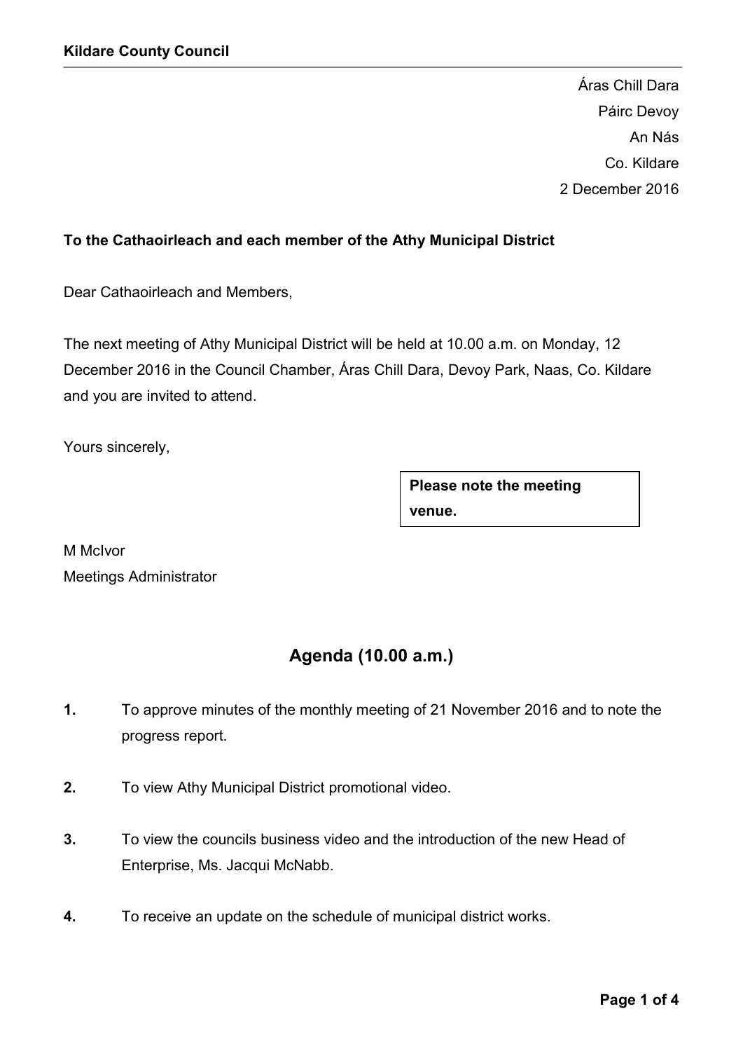**Kildare County Council**

Áras Chill Dara
Páirc Devoy
An Nás
Co. Kildare
2 December 2016

**To the Cathaoirleach and each member of the Athy Municipal District**

Dear Cathaoirleach and Members,

The next meeting of Athy Municipal District will be held at 10.00 a.m. on Monday, 12 December 2016 in the Council Chamber, Áras Chill Dara, Devoy Park, Naas, Co. Kildare and you are invited to attend.

Yours sincerely,

**Please note the meeting venue.**

M McIvor
Meetings Administrator

## Agenda (10.00 a.m.)

**1.** To approve minutes of the monthly meeting of 21 November 2016 and to note the progress report.

**2.** To view Athy Municipal District promotional video.

**3.** To view the councils business video and the introduction of the new Head of Enterprise, Ms. Jacqui McNabb.

**4.** To receive an update on the schedule of municipal district works.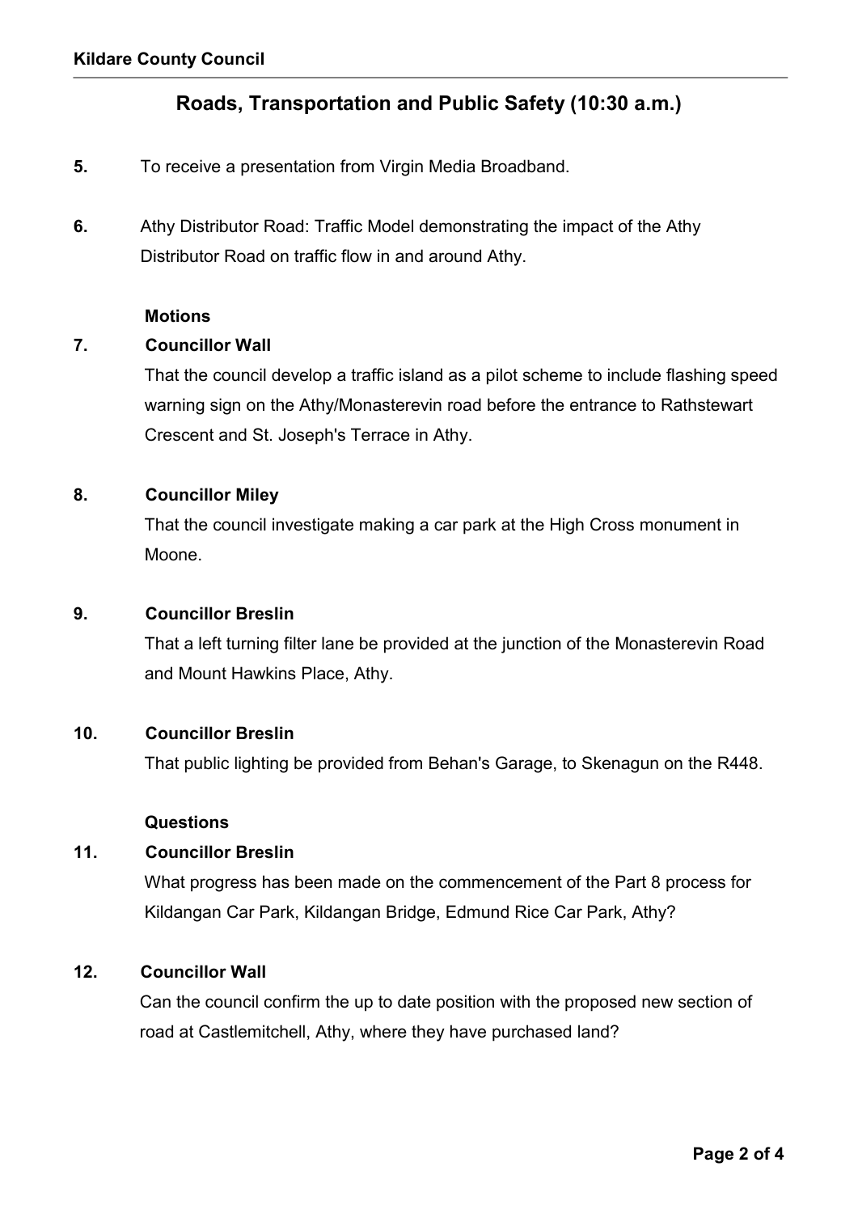## Roads, Transportation and Public Safety (10:30 a.m.)

**5.** To receive a presentation from Virgin Media Broadband.

**6.** Athy Distributor Road: Traffic Model demonstrating the impact of the Athy Distributor Road on traffic flow in and around Athy.

**Motions**

**7. Councillor Wall**

That the council develop a traffic island as a pilot scheme to include flashing speed warning sign on the Athy/Monasterevin road before the entrance to Rathstewart Crescent and St. Joseph's Terrace in Athy.

**8. Councillor Miley**

That the council investigate making a car park at the High Cross monument in Moone.

**9. Councillor Breslin**

That a left turning filter lane be provided at the junction of the Monasterevin Road and Mount Hawkins Place, Athy.

**10. Councillor Breslin**

That public lighting be provided from Behan's Garage, to Skenagun on the R448.

**Questions**

**11. Councillor Breslin**

What progress has been made on the commencement of the Part 8 process for Kildangan Car Park, Kildangan Bridge, Edmund Rice Car Park, Athy?

**12. Councillor Wall**

Can the council confirm the up to date position with the proposed new section of road at Castlemitchell, Athy, where they have purchased land?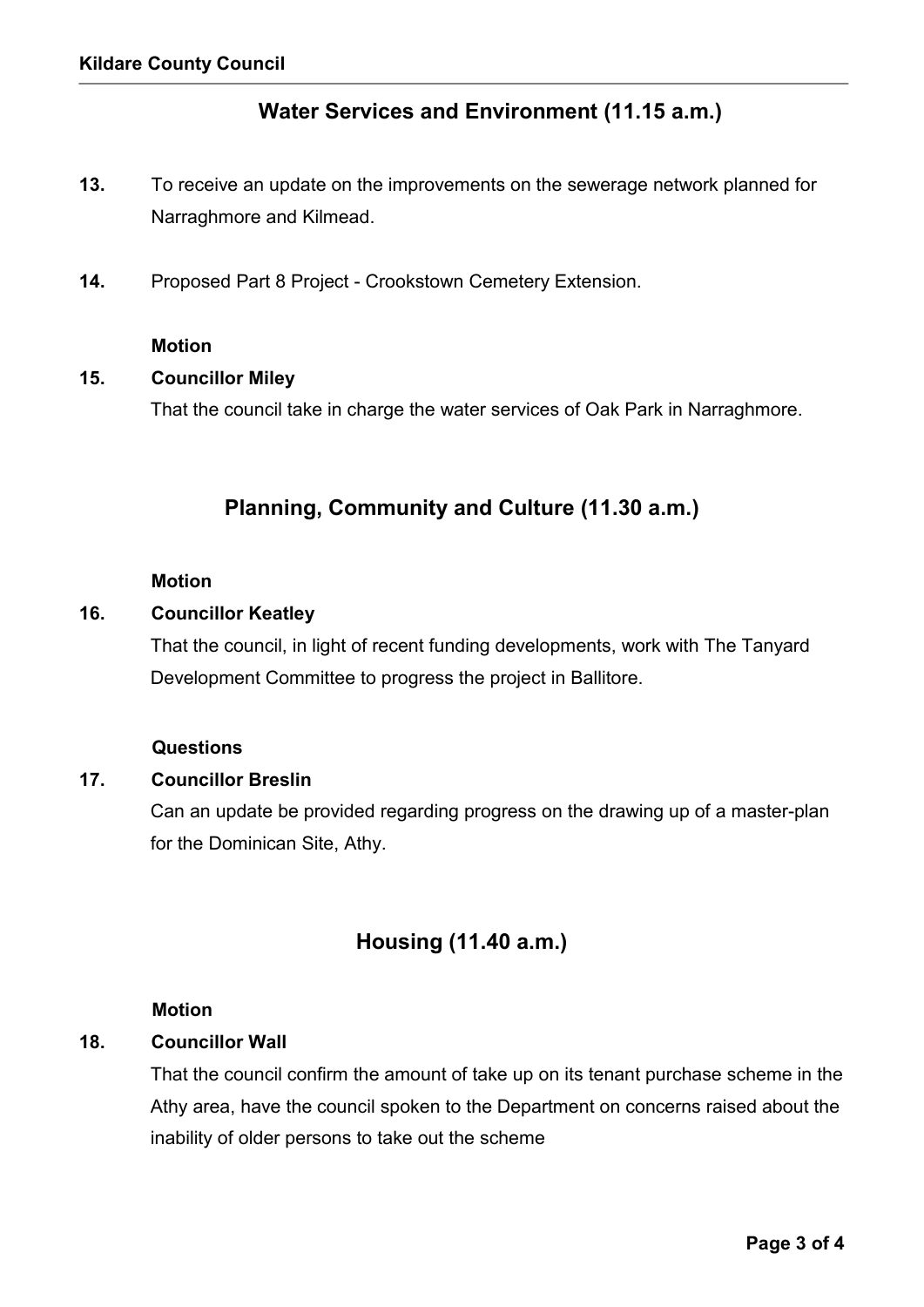## Water Services and Environment (11.15 a.m.)

**13.** To receive an update on the improvements on the sewerage network planned for Narraghmore and Kilmead.

**14.** Proposed Part 8 Project - Crookstown Cemetery Extension.

**Motion**

**15. Councillor Miley**

That the council take in charge the water services of Oak Park in Narraghmore.

## Planning, Community and Culture (11.30 a.m.)

**Motion**

**16. Councillor Keatley**

That the council, in light of recent funding developments, work with The Tanyard Development Committee to progress the project in Ballitore.

**Questions**

**17. Councillor Breslin**

Can an update be provided regarding progress on the drawing up of a master-plan for the Dominican Site, Athy.

## Housing (11.40 a.m.)

**Motion**

**18. Councillor Wall**

That the council confirm the amount of take up on its tenant purchase scheme in the Athy area, have the council spoken to the Department on concerns raised about the inability of older persons to take out the scheme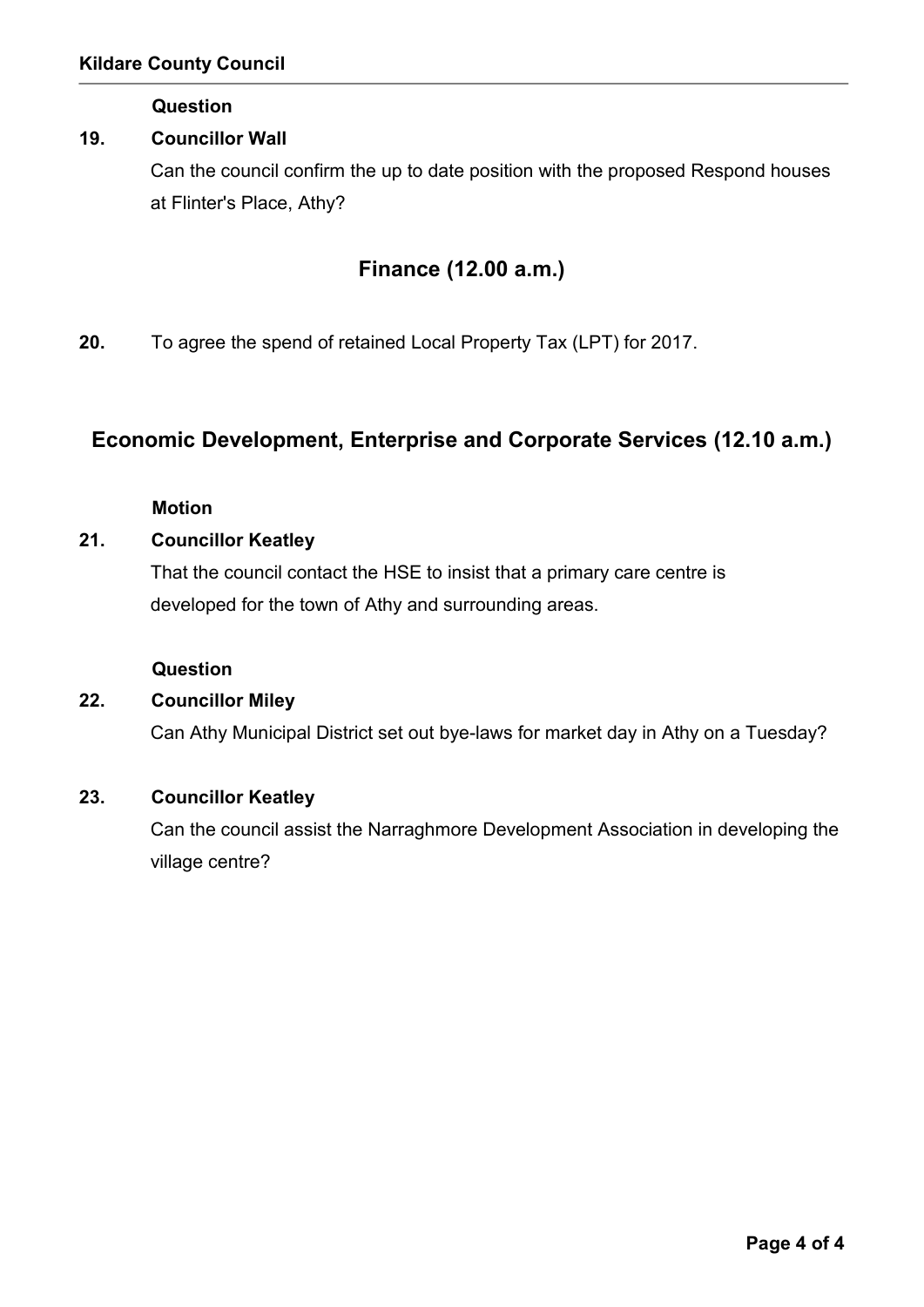**Question**

**19. Councillor Wall**

Can the council confirm the up to date position with the proposed Respond houses at Flinter's Place, Athy?

## Finance (12.00 a.m.)

**20.** To agree the spend of retained Local Property Tax (LPT) for 2017.

## Economic Development, Enterprise and Corporate Services (12.10 a.m.)

**Motion**

**21. Councillor Keatley**

That the council contact the HSE to insist that a primary care centre is developed for the town of Athy and surrounding areas.

**Question**

**22. Councillor Miley**

Can Athy Municipal District set out bye-laws for market day in Athy on a Tuesday?

**23. Councillor Keatley**

Can the council assist the Narraghmore Development Association in developing the village centre?